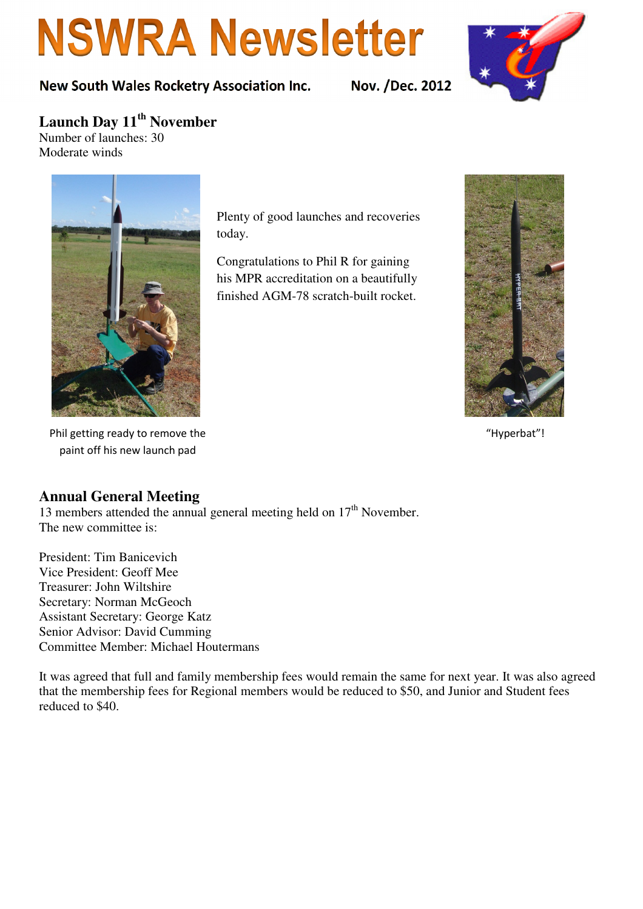# NSWRA Newsletter

**New South Wales Rocketry Association Inc.** **Nov. /Dec. 2012**

## Launch Day 11th November

Number of launches: 30
Moderate winds

Plenty of good launches and recoveries today.

Congratulations to Phil R for gaining his MPR accreditation on a beautifully finished AGM-78 scratch-built rocket.

Phil getting ready to remove the paint off his new launch pad

"Hyperbat"!

## Annual General Meeting

13 members attended the annual general meeting held on 17th November.
The new committee is:

President: Tim Banicevich
Vice President: Geoff Mee
Treasurer: John Wiltshire
Secretary: Norman McGeoch
Assistant Secretary: George Katz
Senior Advisor: David Cumming
Committee Member: Michael Houtermans

It was agreed that full and family membership fees would remain the same for next year. It was also agreed that the membership fees for Regional members would be reduced to $50, and Junior and Student fees reduced to $40.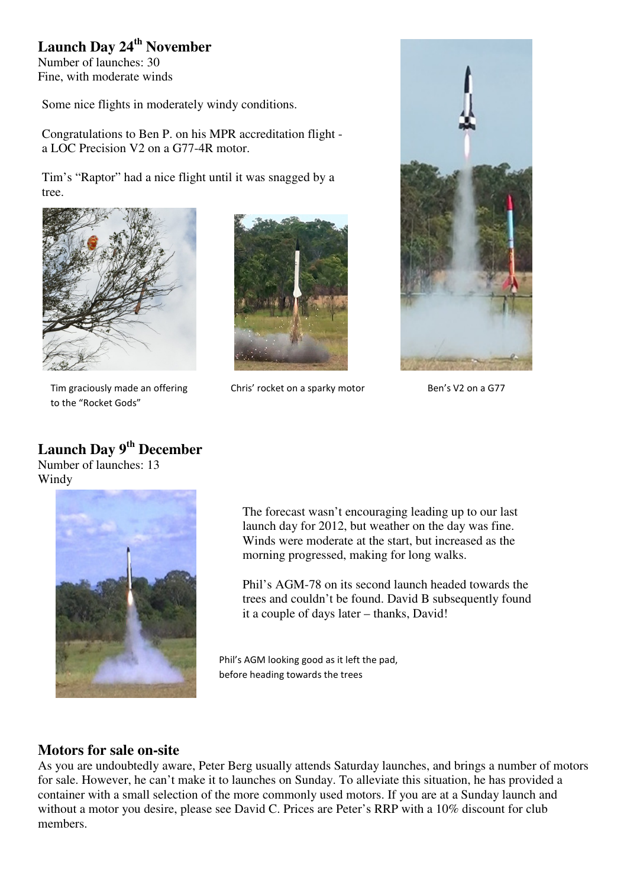## Launch Day 24th November

Number of launches: 30
Fine, with moderate winds

Some nice flights in moderately windy conditions.

Congratulations to Ben P. on his MPR accreditation flight - a LOC Precision V2 on a G77-4R motor.

Tim's "Raptor" had a nice flight until it was snagged by a tree.

Tim graciously made an offering to the "Rocket Gods"

Chris' rocket on a sparky motor

Ben's V2 on a G77

## Launch Day 9th December

Number of launches: 13
Windy

The forecast wasn't encouraging leading up to our last launch day for 2012, but weather on the day was fine. Winds were moderate at the start, but increased as the morning progressed, making for long walks.

Phil's AGM-78 on its second launch headed towards the trees and couldn't be found. David B subsequently found it a couple of days later – thanks, David!

Phil's AGM looking good as it left the pad, before heading towards the trees

## Motors for sale on-site

As you are undoubtedly aware, Peter Berg usually attends Saturday launches, and brings a number of motors for sale. However, he can't make it to launches on Sunday. To alleviate this situation, he has provided a container with a small selection of the more commonly used motors. If you are at a Sunday launch and without a motor you desire, please see David C. Prices are Peter's RRP with a 10% discount for club members.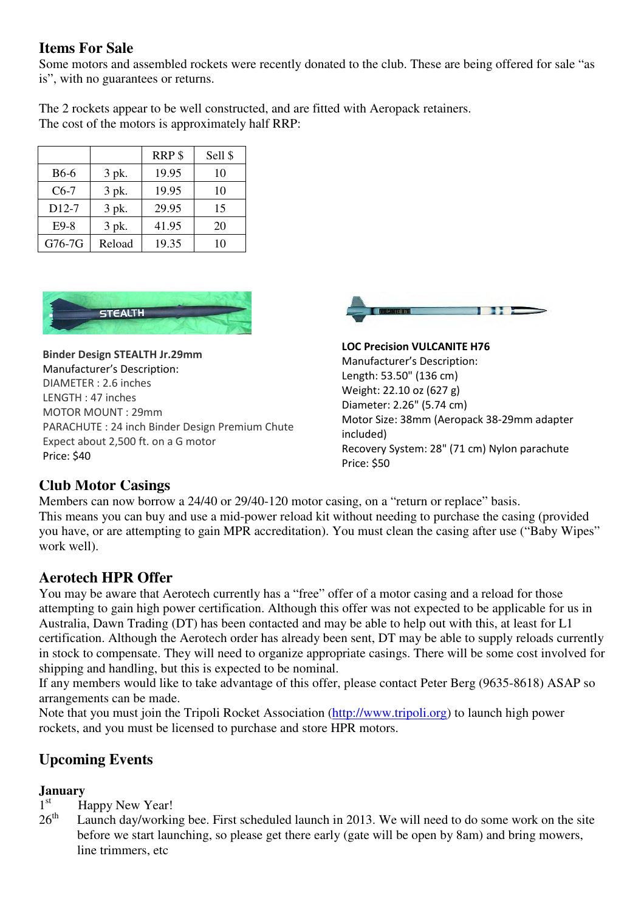## Items For Sale

Some motors and assembled rockets were recently donated to the club. These are being offered for sale "as is", with no guarantees or returns.

The 2 rockets appear to be well constructed, and are fitted with Aeropack retainers.
The cost of the motors is approximately half RRP:

| | | RRP $ | Sell $ |
|---|---|---|---|
| B6-6 | 3 pk. | 19.95 | 10 |
| C6-7 | 3 pk. | 19.95 | 10 |
| D12-7 | 3 pk. | 29.95 | 15 |
| E9-8 | 3 pk. | 41.95 | 20 |
| G76-7G | Reload | 19.35 | 10 |

**Binder Design STEALTH Jr.29mm**
Manufacturer's Description:
DIAMETER : 2.6 inches
LENGTH : 47 inches
MOTOR MOUNT : 29mm
PARACHUTE : 24 inch Binder Design Premium Chute
Expect about 2,500 ft. on a G motor
Price: $40

**LOC Precision VULCANITE H76**
Manufacturer's Description:
Length: 53.50" (136 cm)
Weight: 22.10 oz (627 g)
Diameter: 2.26" (5.74 cm)
Motor Size: 38mm (Aeropack 38-29mm adapter included)
Recovery System: 28" (71 cm) Nylon parachute
Price: $50

## Club Motor Casings

Members can now borrow a 24/40 or 29/40-120 motor casing, on a "return or replace" basis.
This means you can buy and use a mid-power reload kit without needing to purchase the casing (provided you have, or are attempting to gain MPR accreditation). You must clean the casing after use ("Baby Wipes" work well).

## Aerotech HPR Offer

You may be aware that Aerotech currently has a "free" offer of a motor casing and a reload for those attempting to gain high power certification. Although this offer was not expected to be applicable for us in Australia, Dawn Trading (DT) has been contacted and may be able to help out with this, at least for L1 certification. Although the Aerotech order has already been sent, DT may be able to supply reloads currently in stock to compensate. They will need to organize appropriate casings. There will be some cost involved for shipping and handling, but this is expected to be nominal.
If any members would like to take advantage of this offer, please contact Peter Berg (9635-8618) ASAP so arrangements can be made.
Note that you must join the Tripoli Rocket Association (http://www.tripoli.org) to launch high power rockets, and you must be licensed to purchase and store HPR motors.

## Upcoming Events

### January

1st Happy New Year!

26th Launch day/working bee. First scheduled launch in 2013. We will need to do some work on the site before we start launching, so please get there early (gate will be open by 8am) and bring mowers, line trimmers, etc